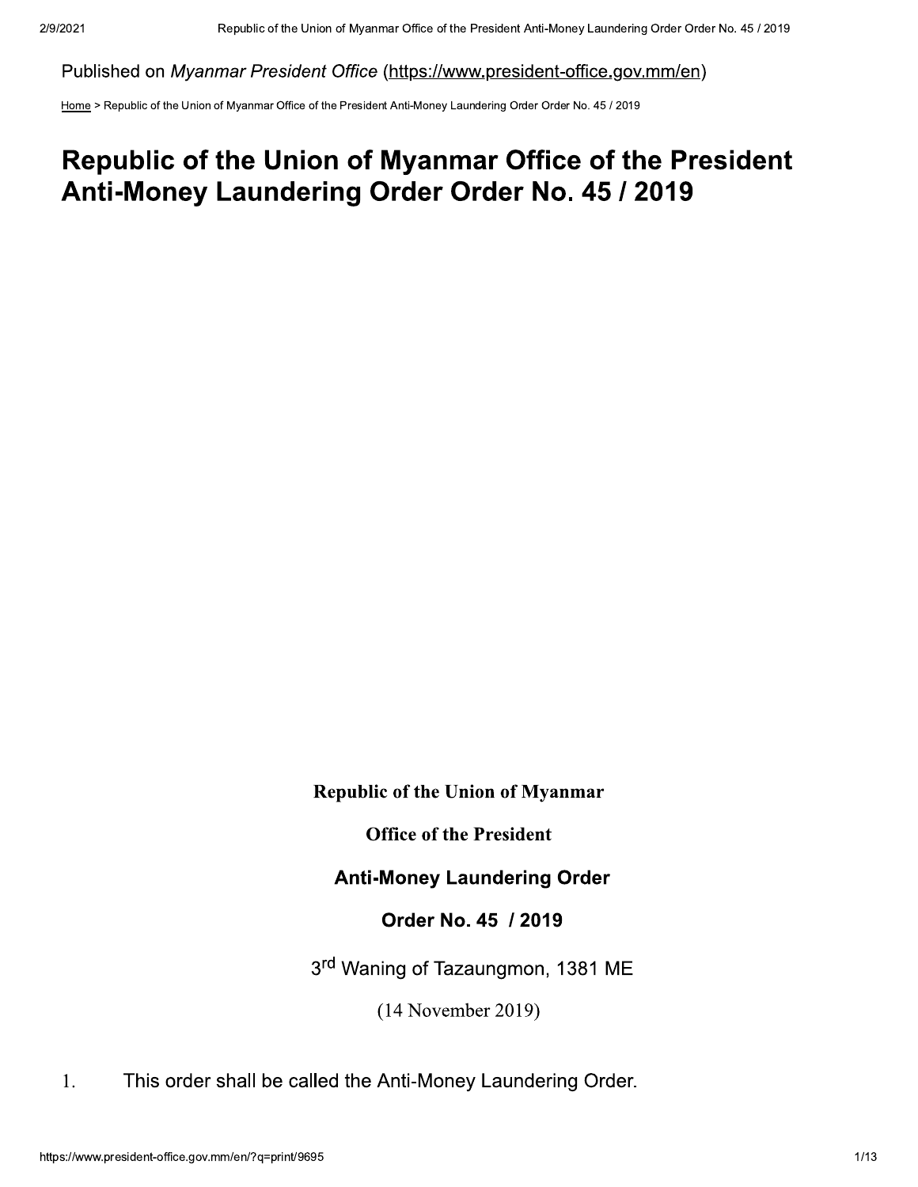Published on *Myanmar President Office* (https://www.president-office.gov.mm/en)

Home > Republic of the Union of Myanmar Office of the President Anti-Money Laundering Order Order No. 45 / 2019

# Republic of the Union of Myanmar Office of the President Anti-Money Laundering Order Order No. 45 / 2019

**Republic of the Union of Myanmar**

**Office of the President**

**Anti-Money Laundering Order**

**Order No. 45 / 2019**

3rd Waning of Tazaungmon, 1381 ME

(14 November 2019)

1. This order shall be called the Anti-Money Laundering Order.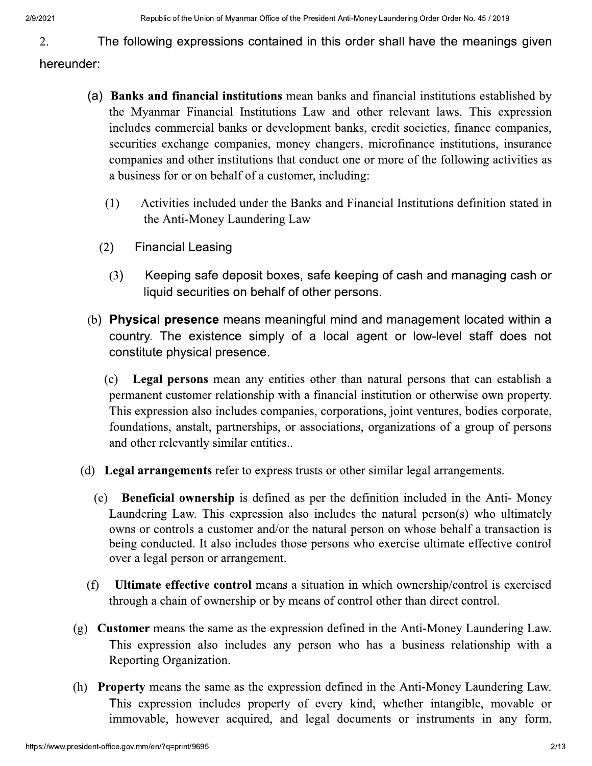2. The following expressions contained in this order shall have the meanings given hereunder:

(a) **Banks and financial institutions** mean banks and financial institutions established by the Myanmar Financial Institutions Law and other relevant laws. This expression includes commercial banks or development banks, credit societies, finance companies, securities exchange companies, money changers, microfinance institutions, insurance companies and other institutions that conduct one or more of the following activities as a business for or on behalf of a customer, including:

(1) Activities included under the Banks and Financial Institutions definition stated in the Anti-Money Laundering Law

(2) Financial Leasing

(3) Keeping safe deposit boxes, safe keeping of cash and managing cash or liquid securities on behalf of other persons.

(b) **Physical presence** means meaningful mind and management located within a country. The existence simply of a local agent or low-level staff does not constitute physical presence.

(c) **Legal persons** mean any entities other than natural persons that can establish a permanent customer relationship with a financial institution or otherwise own property. This expression also includes companies, corporations, joint ventures, bodies corporate, foundations, anstalt, partnerships, or associations, organizations of a group of persons and other relevantly similar entities..

(d) **Legal arrangements** refer to express trusts or other similar legal arrangements.

(e) **Beneficial ownership** is defined as per the definition included in the Anti- Money Laundering Law. This expression also includes the natural person(s) who ultimately owns or controls a customer and/or the natural person on whose behalf a transaction is being conducted. It also includes those persons who exercise ultimate effective control over a legal person or arrangement.

(f) **Ultimate effective control** means a situation in which ownership/control is exercised through a chain of ownership or by means of control other than direct control.

(g) **Customer** means the same as the expression defined in the Anti-Money Laundering Law. This expression also includes any person who has a business relationship with a Reporting Organization.

(h) **Property** means the same as the expression defined in the Anti-Money Laundering Law. This expression includes property of every kind, whether intangible, movable or immovable, however acquired, and legal documents or instruments in any form,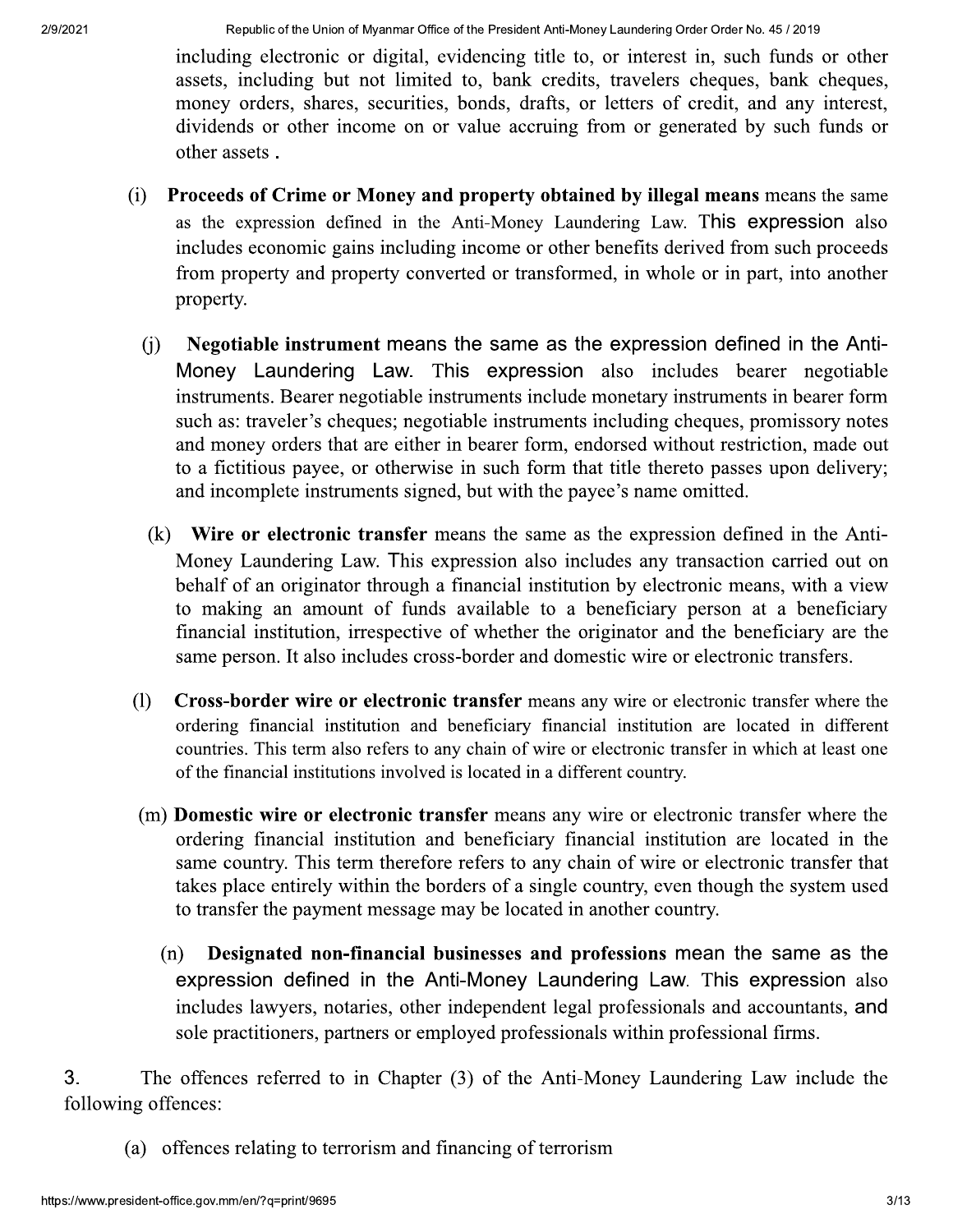including electronic or digital, evidencing title to, or interest in, such funds or other assets, including but not limited to, bank credits, travelers cheques, bank cheques, money orders, shares, securities, bonds, drafts, or letters of credit, and any interest, dividends or other income on or value accruing from or generated by such funds or other assets .

(i) **Proceeds of Crime or Money and property obtained by illegal means** means the same as the expression defined in the Anti-Money Laundering Law. This expression also includes economic gains including income or other benefits derived from such proceeds from property and property converted or transformed, in whole or in part, into another property.

(j) **Negotiable instrument** means the same as the expression defined in the Anti-Money Laundering Law. This expression also includes bearer negotiable instruments. Bearer negotiable instruments include monetary instruments in bearer form such as: traveler's cheques; negotiable instruments including cheques, promissory notes and money orders that are either in bearer form, endorsed without restriction, made out to a fictitious payee, or otherwise in such form that title thereto passes upon delivery; and incomplete instruments signed, but with the payee's name omitted.

(k) **Wire or electronic transfer** means the same as the expression defined in the Anti-Money Laundering Law. This expression also includes any transaction carried out on behalf of an originator through a financial institution by electronic means, with a view to making an amount of funds available to a beneficiary person at a beneficiary financial institution, irrespective of whether the originator and the beneficiary are the same person. It also includes cross-border and domestic wire or electronic transfers.

(l) **Cross-border wire or electronic transfer** means any wire or electronic transfer where the ordering financial institution and beneficiary financial institution are located in different countries. This term also refers to any chain of wire or electronic transfer in which at least one of the financial institutions involved is located in a different country.

(m) **Domestic wire or electronic transfer** means any wire or electronic transfer where the ordering financial institution and beneficiary financial institution are located in the same country. This term therefore refers to any chain of wire or electronic transfer that takes place entirely within the borders of a single country, even though the system used to transfer the payment message may be located in another country.

(n) **Designated non-financial businesses and professions** mean the same as the expression defined in the Anti-Money Laundering Law. This expression also includes lawyers, notaries, other independent legal professionals and accountants, and sole practitioners, partners or employed professionals within professional firms.

3. The offences referred to in Chapter (3) of the Anti-Money Laundering Law include the following offences:

(a) offences relating to terrorism and financing of terrorism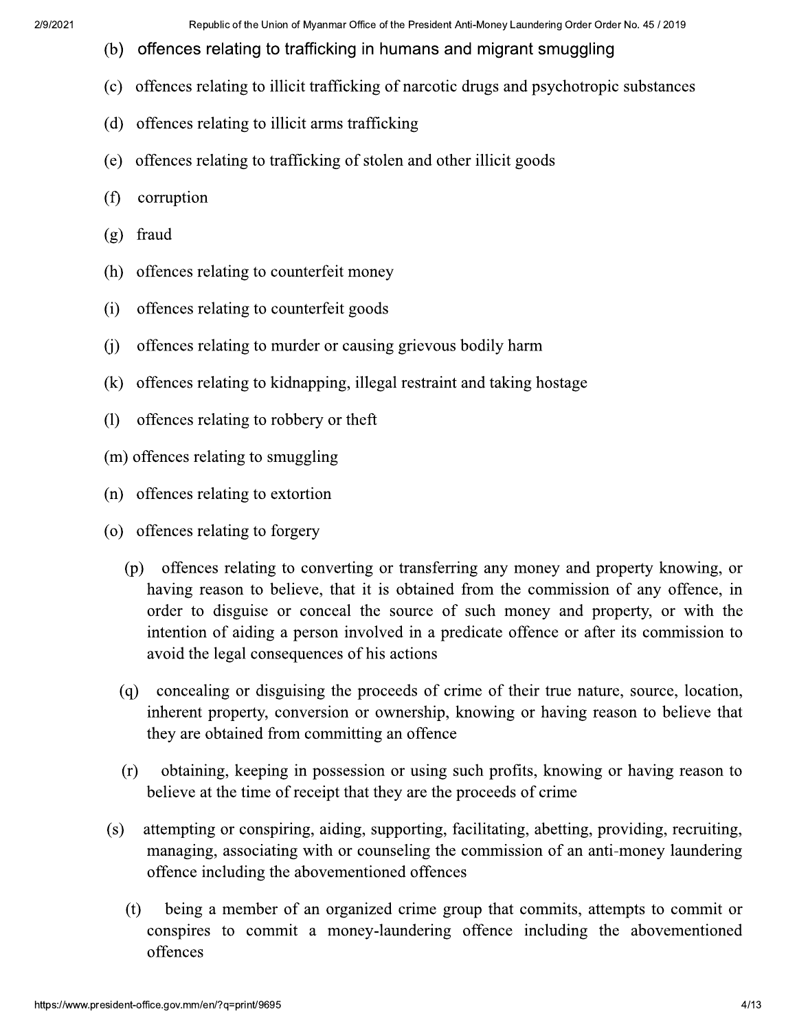(b) offences relating to trafficking in humans and migrant smuggling

(c) offences relating to illicit trafficking of narcotic drugs and psychotropic substances

(d) offences relating to illicit arms trafficking

(e) offences relating to trafficking of stolen and other illicit goods

(f) corruption

(g) fraud

(h) offences relating to counterfeit money

(i) offences relating to counterfeit goods

(j) offences relating to murder or causing grievous bodily harm

(k) offences relating to kidnapping, illegal restraint and taking hostage

(l) offences relating to robbery or theft

(m) offences relating to smuggling

(n) offences relating to extortion

(o) offences relating to forgery

(p) offences relating to converting or transferring any money and property knowing, or having reason to believe, that it is obtained from the commission of any offence, in order to disguise or conceal the source of such money and property, or with the intention of aiding a person involved in a predicate offence or after its commission to avoid the legal consequences of his actions

(q) concealing or disguising the proceeds of crime of their true nature, source, location, inherent property, conversion or ownership, knowing or having reason to believe that they are obtained from committing an offence

(r) obtaining, keeping in possession or using such profits, knowing or having reason to believe at the time of receipt that they are the proceeds of crime

(s) attempting or conspiring, aiding, supporting, facilitating, abetting, providing, recruiting, managing, associating with or counseling the commission of an anti-money laundering offence including the abovementioned offences

(t) being a member of an organized crime group that commits, attempts to commit or conspires to commit a money-laundering offence including the abovementioned offences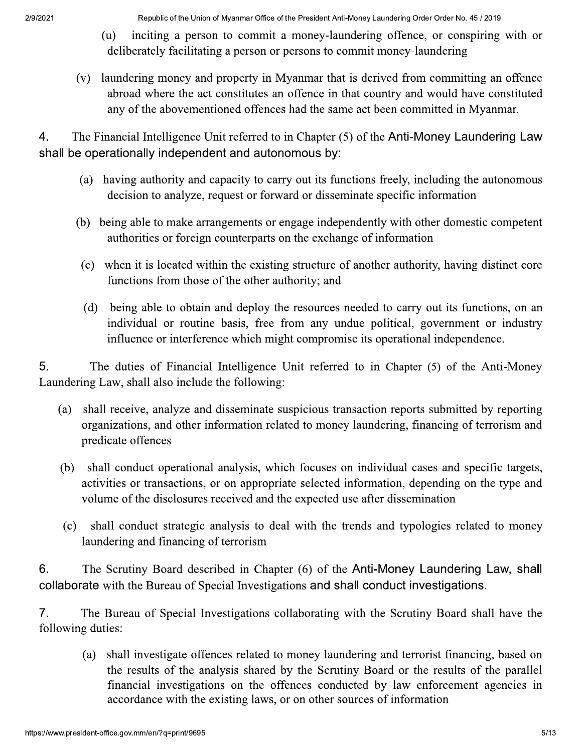(u) inciting a person to commit a money-laundering offence, or conspiring with or deliberately facilitating a person or persons to commit money-laundering

(v) laundering money and property in Myanmar that is derived from committing an offence abroad where the act constitutes an offence in that country and would have constituted any of the abovementioned offences had the same act been committed in Myanmar.

4. The Financial Intelligence Unit referred to in Chapter (5) of the Anti-Money Laundering Law shall be operationally independent and autonomous by:

(a) having authority and capacity to carry out its functions freely, including the autonomous decision to analyze, request or forward or disseminate specific information

(b) being able to make arrangements or engage independently with other domestic competent authorities or foreign counterparts on the exchange of information

(c) when it is located within the existing structure of another authority, having distinct core functions from those of the other authority; and

(d) being able to obtain and deploy the resources needed to carry out its functions, on an individual or routine basis, free from any undue political, government or industry influence or interference which might compromise its operational independence.

5. The duties of Financial Intelligence Unit referred to in Chapter (5) of the Anti-Money Laundering Law, shall also include the following:

(a) shall receive, analyze and disseminate suspicious transaction reports submitted by reporting organizations, and other information related to money laundering, financing of terrorism and predicate offences

(b) shall conduct operational analysis, which focuses on individual cases and specific targets, activities or transactions, or on appropriate selected information, depending on the type and volume of the disclosures received and the expected use after dissemination

(c) shall conduct strategic analysis to deal with the trends and typologies related to money laundering and financing of terrorism

6. The Scrutiny Board described in Chapter (6) of the Anti-Money Laundering Law, shall collaborate with the Bureau of Special Investigations and shall conduct investigations.

7. The Bureau of Special Investigations collaborating with the Scrutiny Board shall have the following duties:

(a) shall investigate offences related to money laundering and terrorist financing, based on the results of the analysis shared by the Scrutiny Board or the results of the parallel financial investigations on the offences conducted by law enforcement agencies in accordance with the existing laws, or on other sources of information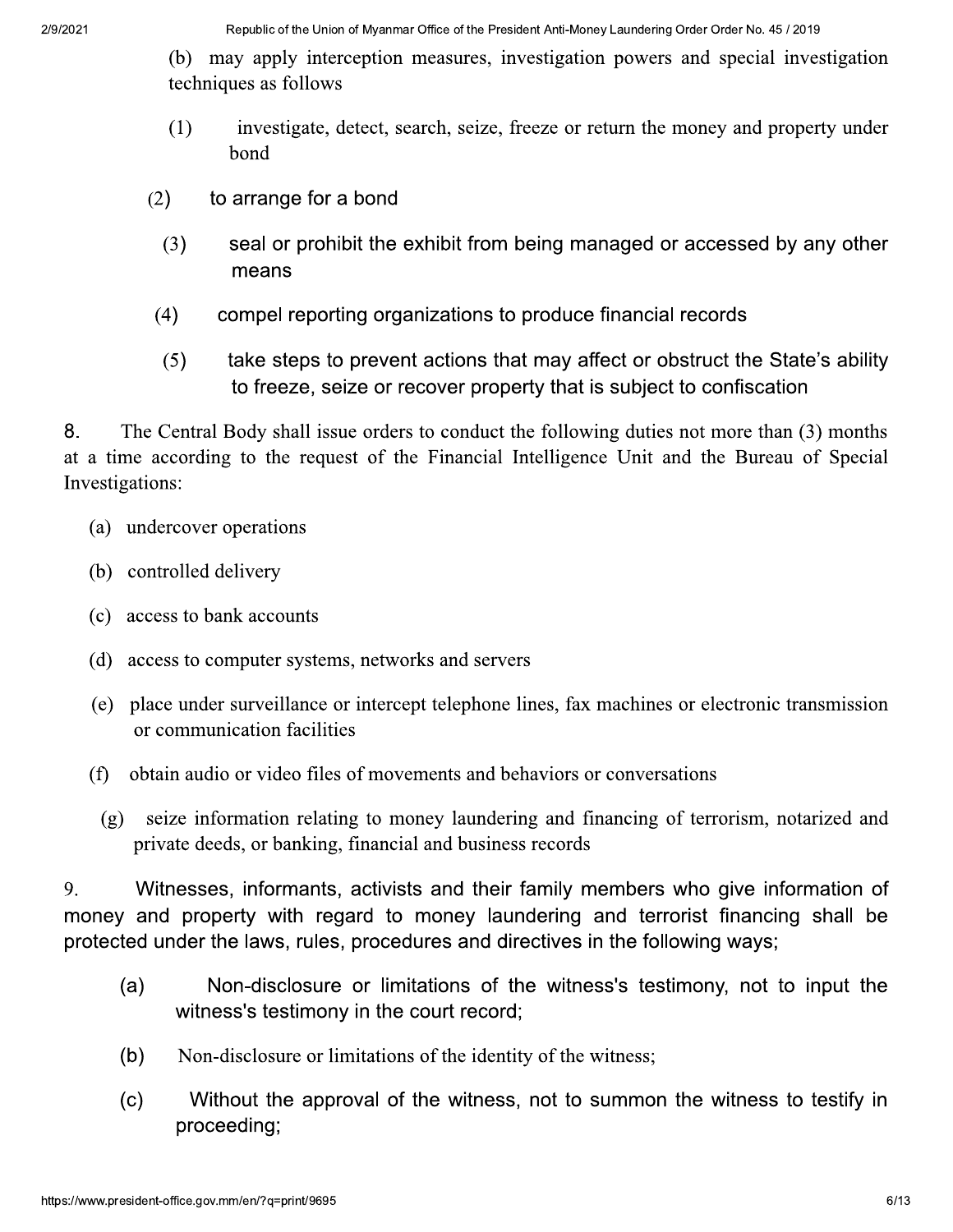(b) may apply interception measures, investigation powers and special investigation techniques as follows

(1) investigate, detect, search, seize, freeze or return the money and property under bond

(2) to arrange for a bond

(3) seal or prohibit the exhibit from being managed or accessed by any other means

(4) compel reporting organizations to produce financial records

(5) take steps to prevent actions that may affect or obstruct the State's ability to freeze, seize or recover property that is subject to confiscation

8. The Central Body shall issue orders to conduct the following duties not more than (3) months at a time according to the request of the Financial Intelligence Unit and the Bureau of Special Investigations:

(a) undercover operations

(b) controlled delivery

(c) access to bank accounts

(d) access to computer systems, networks and servers

(e) place under surveillance or intercept telephone lines, fax machines or electronic transmission or communication facilities

(f) obtain audio or video files of movements and behaviors or conversations

(g) seize information relating to money laundering and financing of terrorism, notarized and private deeds, or banking, financial and business records

9. Witnesses, informants, activists and their family members who give information of money and property with regard to money laundering and terrorist financing shall be protected under the laws, rules, procedures and directives in the following ways;

(a) Non-disclosure or limitations of the witness's testimony, not to input the witness's testimony in the court record;

(b) Non-disclosure or limitations of the identity of the witness;

(c) Without the approval of the witness, not to summon the witness to testify in proceeding;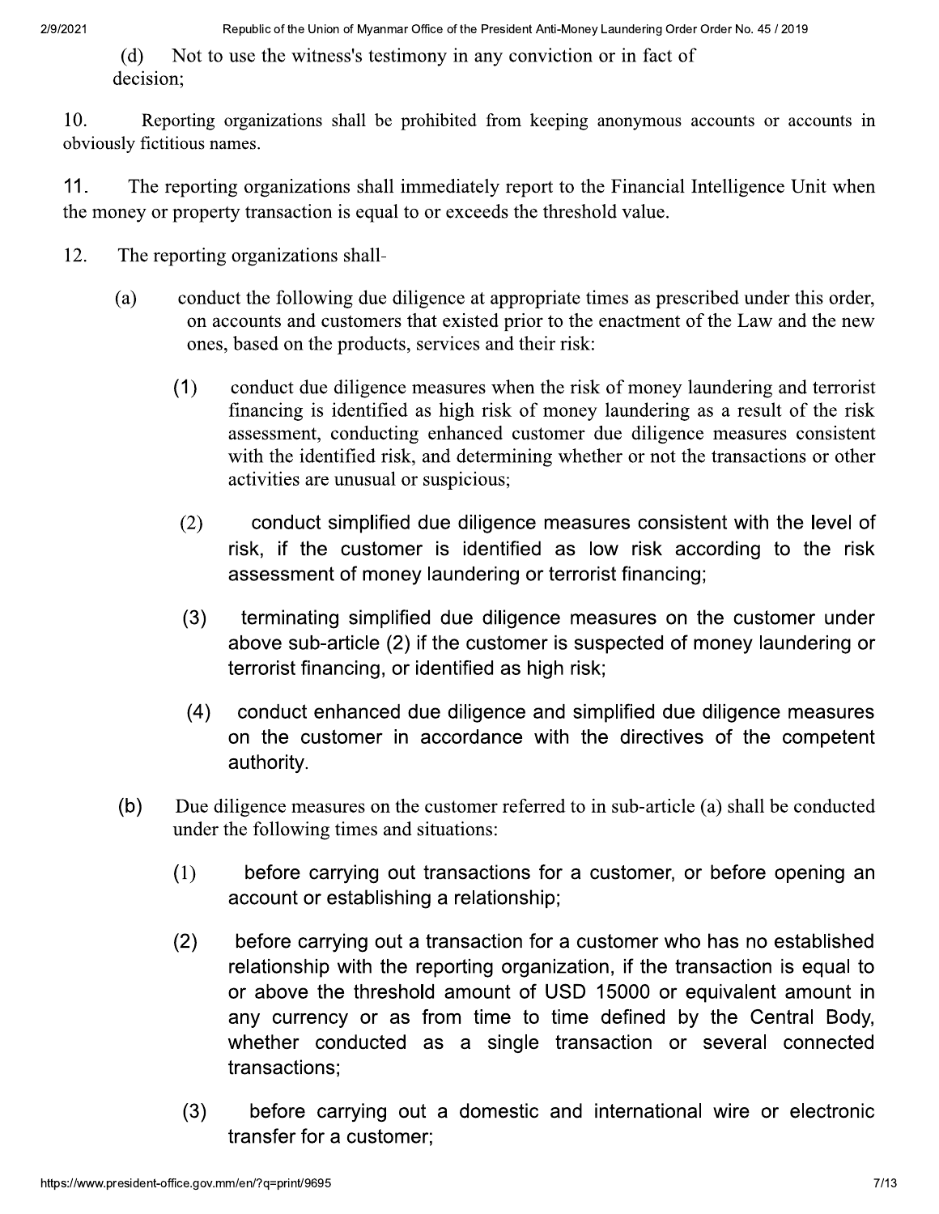(d) Not to use the witness's testimony in any conviction or in fact of decision;

10. Reporting organizations shall be prohibited from keeping anonymous accounts or accounts in obviously fictitious names.

11. The reporting organizations shall immediately report to the Financial Intelligence Unit when the money or property transaction is equal to or exceeds the threshold value.

12. The reporting organizations shall-

(a) conduct the following due diligence at appropriate times as prescribed under this order, on accounts and customers that existed prior to the enactment of the Law and the new ones, based on the products, services and their risk:

(1) conduct due diligence measures when the risk of money laundering and terrorist financing is identified as high risk of money laundering as a result of the risk assessment, conducting enhanced customer due diligence measures consistent with the identified risk, and determining whether or not the transactions or other activities are unusual or suspicious;

(2) conduct simplified due diligence measures consistent with the level of risk, if the customer is identified as low risk according to the risk assessment of money laundering or terrorist financing;

(3) terminating simplified due diligence measures on the customer under above sub-article (2) if the customer is suspected of money laundering or terrorist financing, or identified as high risk;

(4) conduct enhanced due diligence and simplified due diligence measures on the customer in accordance with the directives of the competent authority.

(b) Due diligence measures on the customer referred to in sub-article (a) shall be conducted under the following times and situations:

(1) before carrying out transactions for a customer, or before opening an account or establishing a relationship;

(2) before carrying out a transaction for a customer who has no established relationship with the reporting organization, if the transaction is equal to or above the threshold amount of USD 15000 or equivalent amount in any currency or as from time to time defined by the Central Body, whether conducted as a single transaction or several connected transactions;

(3) before carrying out a domestic and international wire or electronic transfer for a customer;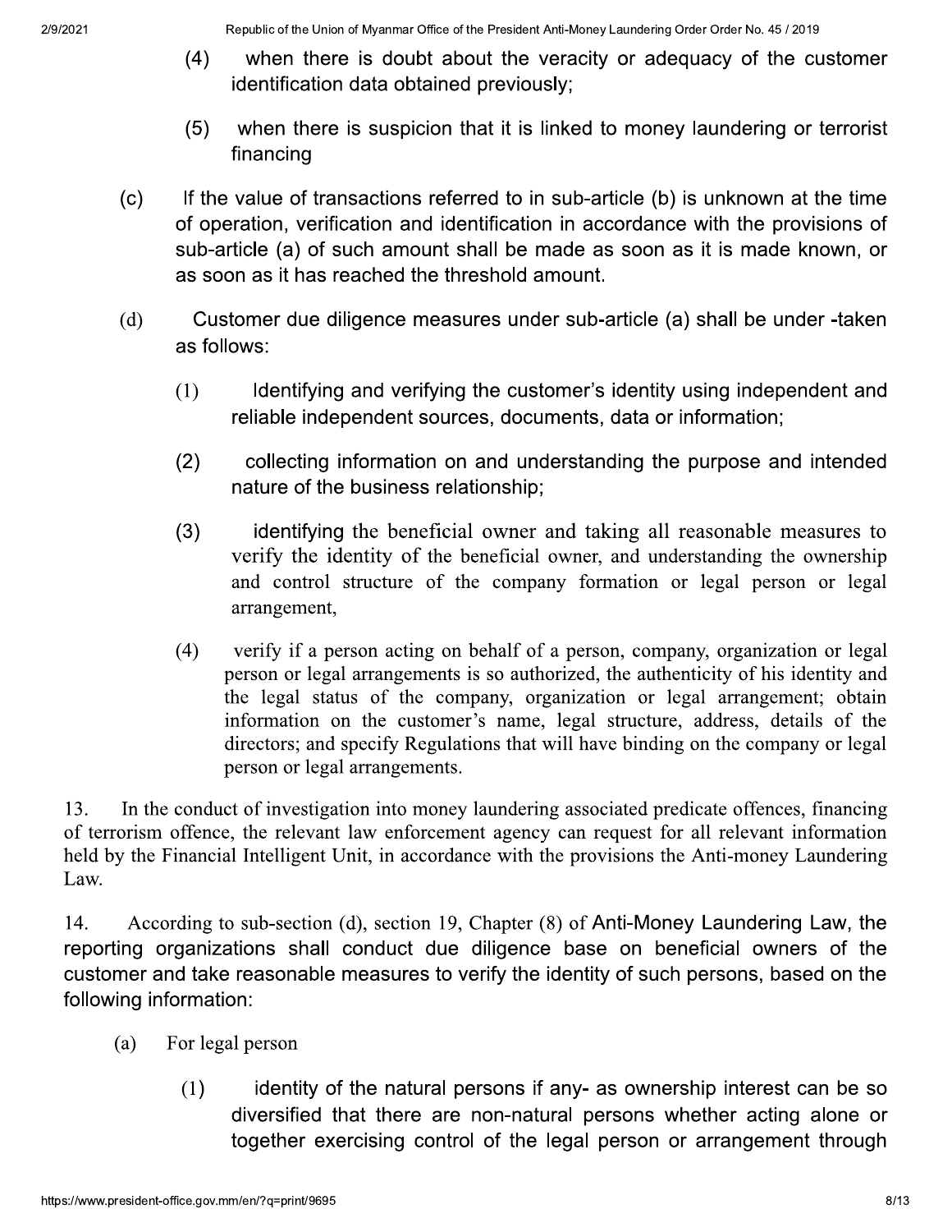(4) when there is doubt about the veracity or adequacy of the customer identification data obtained previously;

(5) when there is suspicion that it is linked to money laundering or terrorist financing

(c) If the value of transactions referred to in sub-article (b) is unknown at the time of operation, verification and identification in accordance with the provisions of sub-article (a) of such amount shall be made as soon as it is made known, or as soon as it has reached the threshold amount.

(d) Customer due diligence measures under sub-article (a) shall be under -taken as follows:

(1) Identifying and verifying the customer's identity using independent and reliable independent sources, documents, data or information;

(2) collecting information on and understanding the purpose and intended nature of the business relationship;

(3) identifying the beneficial owner and taking all reasonable measures to verify the identity of the beneficial owner, and understanding the ownership and control structure of the company formation or legal person or legal arrangement,

(4) verify if a person acting on behalf of a person, company, organization or legal person or legal arrangements is so authorized, the authenticity of his identity and the legal status of the company, organization or legal arrangement; obtain information on the customer's name, legal structure, address, details of the directors; and specify Regulations that will have binding on the company or legal person or legal arrangements.

13. In the conduct of investigation into money laundering associated predicate offences, financing of terrorism offence, the relevant law enforcement agency can request for all relevant information held by the Financial Intelligent Unit, in accordance with the provisions the Anti-money Laundering Law.

14. According to sub-section (d), section 19, Chapter (8) of Anti-Money Laundering Law, the reporting organizations shall conduct due diligence base on beneficial owners of the customer and take reasonable measures to verify the identity of such persons, based on the following information:

(a) For legal person

(1) identity of the natural persons if any- as ownership interest can be so diversified that there are non-natural persons whether acting alone or together exercising control of the legal person or arrangement through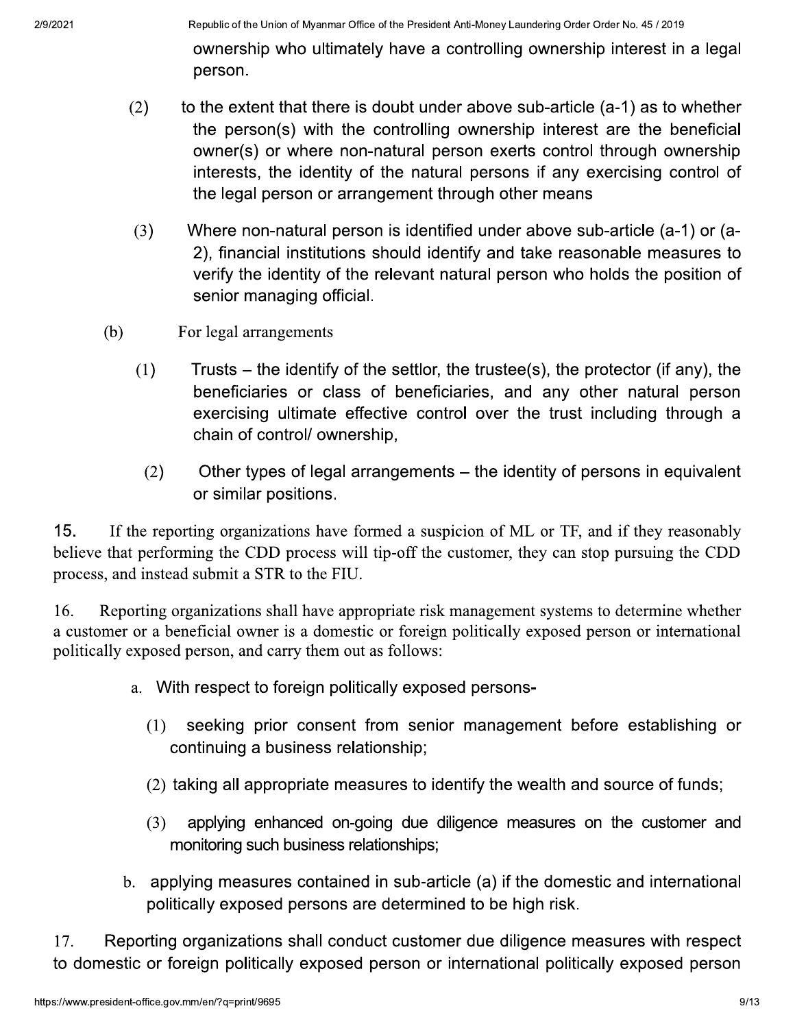ownership who ultimately have a controlling ownership interest in a legal person.

(2) to the extent that there is doubt under above sub-article (a-1) as to whether the person(s) with the controlling ownership interest are the beneficial owner(s) or where non-natural person exerts control through ownership interests, the identity of the natural persons if any exercising control of the legal person or arrangement through other means

(3) Where non-natural person is identified under above sub-article (a-1) or (a-2), financial institutions should identify and take reasonable measures to verify the identity of the relevant natural person who holds the position of senior managing official.

(b) For legal arrangements

(1) Trusts – the identify of the settlor, the trustee(s), the protector (if any), the beneficiaries or class of beneficiaries, and any other natural person exercising ultimate effective control over the trust including through a chain of control/ ownership,

(2) Other types of legal arrangements – the identity of persons in equivalent or similar positions.

15. If the reporting organizations have formed a suspicion of ML or TF, and if they reasonably believe that performing the CDD process will tip-off the customer, they can stop pursuing the CDD process, and instead submit a STR to the FIU.

16. Reporting organizations shall have appropriate risk management systems to determine whether a customer or a beneficial owner is a domestic or foreign politically exposed person or international politically exposed person, and carry them out as follows:

a. With respect to foreign politically exposed persons-

(1) seeking prior consent from senior management before establishing or continuing a business relationship;

(2) taking all appropriate measures to identify the wealth and source of funds;

(3) applying enhanced on-going due diligence measures on the customer and monitoring such business relationships;

b. applying measures contained in sub-article (a) if the domestic and international politically exposed persons are determined to be high risk.

17. Reporting organizations shall conduct customer due diligence measures with respect to domestic or foreign politically exposed person or international politically exposed person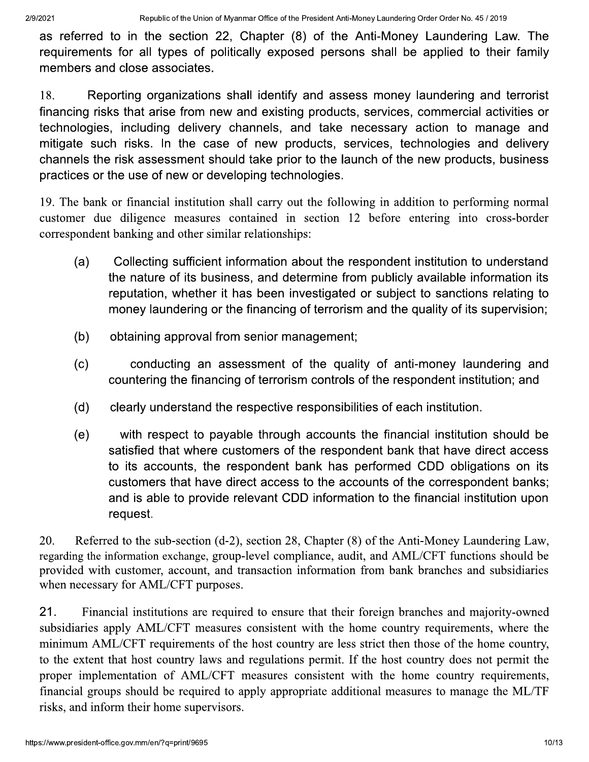as referred to in the section 22, Chapter (8) of the Anti-Money Laundering Law. The requirements for all types of politically exposed persons shall be applied to their family members and close associates.

18. Reporting organizations shall identify and assess money laundering and terrorist financing risks that arise from new and existing products, services, commercial activities or technologies, including delivery channels, and take necessary action to manage and mitigate such risks. In the case of new products, services, technologies and delivery channels the risk assessment should take prior to the launch of the new products, business practices or the use of new or developing technologies.

19. The bank or financial institution shall carry out the following in addition to performing normal customer due diligence measures contained in section 12 before entering into cross-border correspondent banking and other similar relationships:

(a) Collecting sufficient information about the respondent institution to understand the nature of its business, and determine from publicly available information its reputation, whether it has been investigated or subject to sanctions relating to money laundering or the financing of terrorism and the quality of its supervision;

(b) obtaining approval from senior management;

(c) conducting an assessment of the quality of anti-money laundering and countering the financing of terrorism controls of the respondent institution; and

(d) clearly understand the respective responsibilities of each institution.

(e) with respect to payable through accounts the financial institution should be satisfied that where customers of the respondent bank that have direct access to its accounts, the respondent bank has performed CDD obligations on its customers that have direct access to the accounts of the correspondent banks; and is able to provide relevant CDD information to the financial institution upon request.

20. Referred to the sub-section (d-2), section 28, Chapter (8) of the Anti-Money Laundering Law, regarding the information exchange, group-level compliance, audit, and AML/CFT functions should be provided with customer, account, and transaction information from bank branches and subsidiaries when necessary for AML/CFT purposes.

21. Financial institutions are required to ensure that their foreign branches and majority-owned subsidiaries apply AML/CFT measures consistent with the home country requirements, where the minimum AML/CFT requirements of the host country are less strict then those of the home country, to the extent that host country laws and regulations permit. If the host country does not permit the proper implementation of AML/CFT measures consistent with the home country requirements, financial groups should be required to apply appropriate additional measures to manage the ML/TF risks, and inform their home supervisors.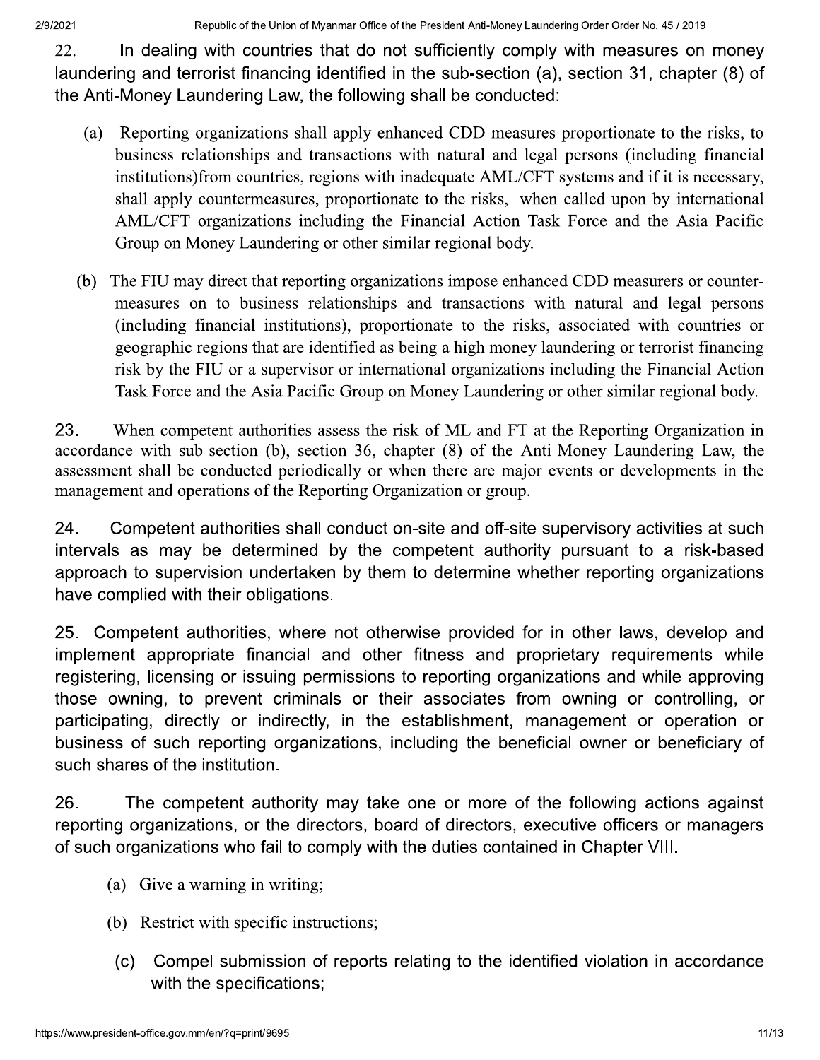22. In dealing with countries that do not sufficiently comply with measures on money laundering and terrorist financing identified in the sub-section (a), section 31, chapter (8) of the Anti-Money Laundering Law, the following shall be conducted:

(a) Reporting organizations shall apply enhanced CDD measures proportionate to the risks, to business relationships and transactions with natural and legal persons (including financial institutions)from countries, regions with inadequate AML/CFT systems and if it is necessary, shall apply countermeasures, proportionate to the risks, when called upon by international AML/CFT organizations including the Financial Action Task Force and the Asia Pacific Group on Money Laundering or other similar regional body.

(b) The FIU may direct that reporting organizations impose enhanced CDD measurers or counter-measures on to business relationships and transactions with natural and legal persons (including financial institutions), proportionate to the risks, associated with countries or geographic regions that are identified as being a high money laundering or terrorist financing risk by the FIU or a supervisor or international organizations including the Financial Action Task Force and the Asia Pacific Group on Money Laundering or other similar regional body.

23. When competent authorities assess the risk of ML and FT at the Reporting Organization in accordance with sub-section (b), section 36, chapter (8) of the Anti-Money Laundering Law, the assessment shall be conducted periodically or when there are major events or developments in the management and operations of the Reporting Organization or group.

24. Competent authorities shall conduct on-site and off-site supervisory activities at such intervals as may be determined by the competent authority pursuant to a risk-based approach to supervision undertaken by them to determine whether reporting organizations have complied with their obligations.

25. Competent authorities, where not otherwise provided for in other laws, develop and implement appropriate financial and other fitness and proprietary requirements while registering, licensing or issuing permissions to reporting organizations and while approving those owning, to prevent criminals or their associates from owning or controlling, or participating, directly or indirectly, in the establishment, management or operation or business of such reporting organizations, including the beneficial owner or beneficiary of such shares of the institution.

26. The competent authority may take one or more of the following actions against reporting organizations, or the directors, board of directors, executive officers or managers of such organizations who fail to comply with the duties contained in Chapter VIII.

(a) Give a warning in writing;

(b) Restrict with specific instructions;

(c) Compel submission of reports relating to the identified violation in accordance with the specifications;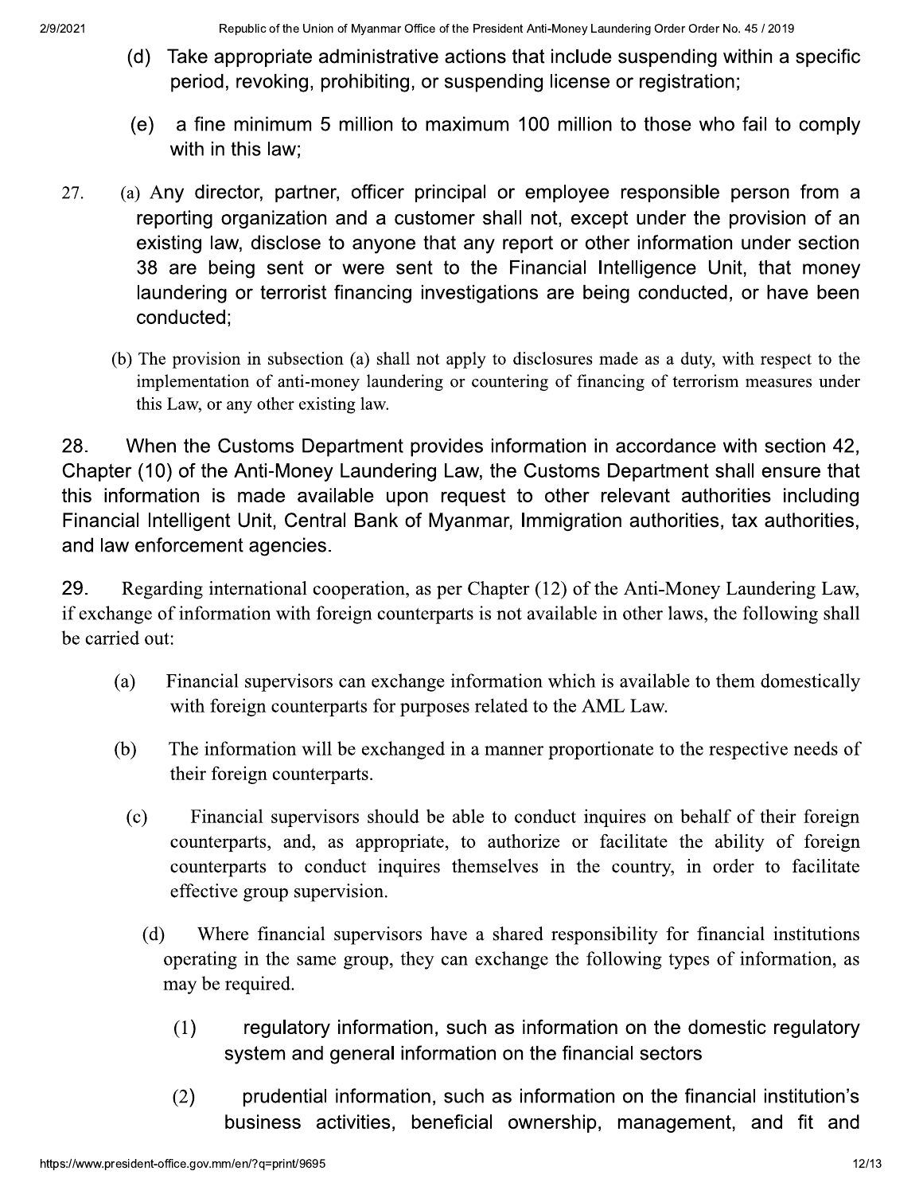(d) Take appropriate administrative actions that include suspending within a specific period, revoking, prohibiting, or suspending license or registration;

(e) a fine minimum 5 million to maximum 100 million to those who fail to comply with in this law;

27. (a) Any director, partner, officer principal or employee responsible person from a reporting organization and a customer shall not, except under the provision of an existing law, disclose to anyone that any report or other information under section 38 are being sent or were sent to the Financial Intelligence Unit, that money laundering or terrorist financing investigations are being conducted, or have been conducted;

(b) The provision in subsection (a) shall not apply to disclosures made as a duty, with respect to the implementation of anti-money laundering or countering of financing of terrorism measures under this Law, or any other existing law.

28. When the Customs Department provides information in accordance with section 42, Chapter (10) of the Anti-Money Laundering Law, the Customs Department shall ensure that this information is made available upon request to other relevant authorities including Financial Intelligent Unit, Central Bank of Myanmar, Immigration authorities, tax authorities, and law enforcement agencies.

29. Regarding international cooperation, as per Chapter (12) of the Anti-Money Laundering Law, if exchange of information with foreign counterparts is not available in other laws, the following shall be carried out:

(a) Financial supervisors can exchange information which is available to them domestically with foreign counterparts for purposes related to the AML Law.

(b) The information will be exchanged in a manner proportionate to the respective needs of their foreign counterparts.

(c) Financial supervisors should be able to conduct inquires on behalf of their foreign counterparts, and, as appropriate, to authorize or facilitate the ability of foreign counterparts to conduct inquires themselves in the country, in order to facilitate effective group supervision.

(d) Where financial supervisors have a shared responsibility for financial institutions operating in the same group, they can exchange the following types of information, as may be required.

(1) regulatory information, such as information on the domestic regulatory system and general information on the financial sectors

(2) prudential information, such as information on the financial institution's business activities, beneficial ownership, management, and fit and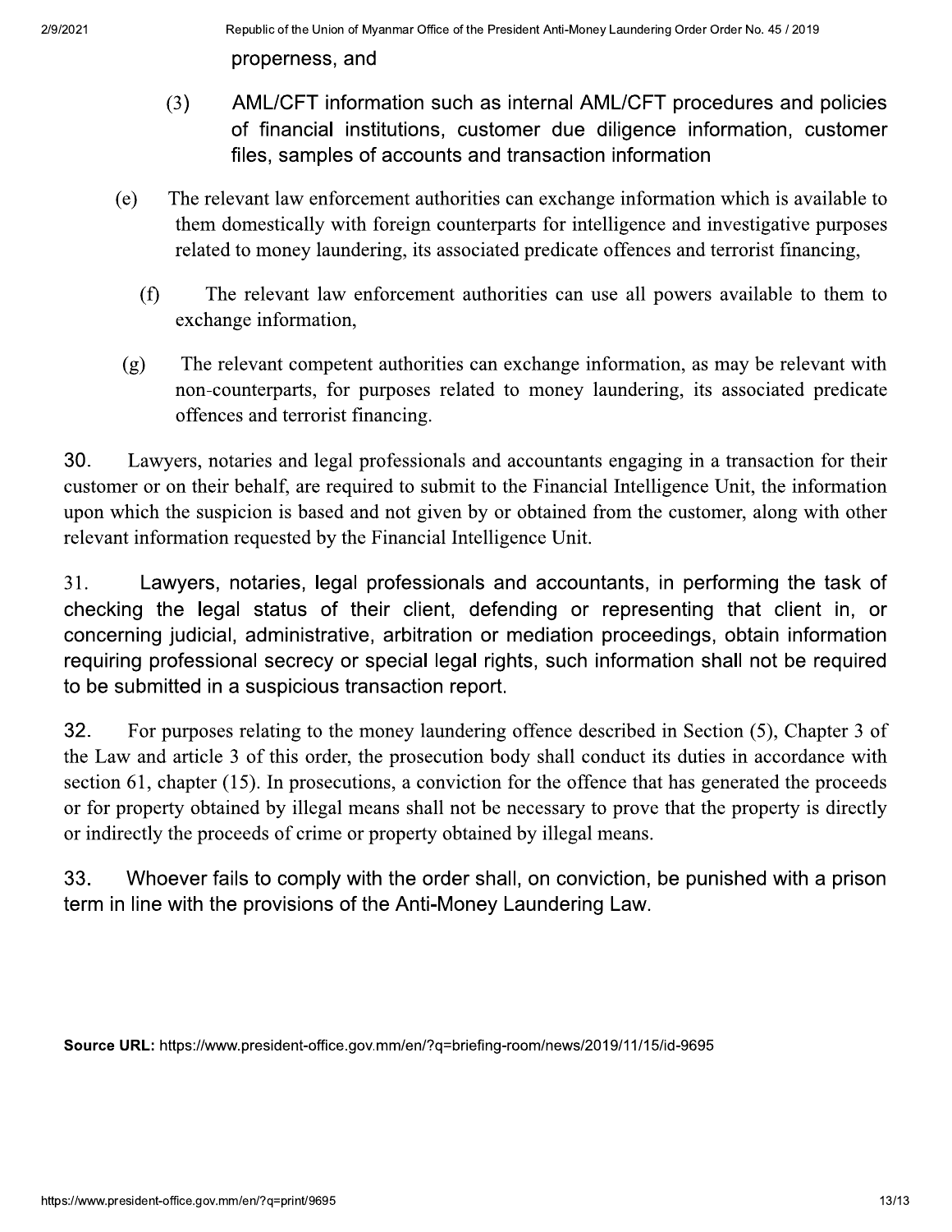properness, and

(3) AML/CFT information such as internal AML/CFT procedures and policies of financial institutions, customer due diligence information, customer files, samples of accounts and transaction information

(e) The relevant law enforcement authorities can exchange information which is available to them domestically with foreign counterparts for intelligence and investigative purposes related to money laundering, its associated predicate offences and terrorist financing,

(f) The relevant law enforcement authorities can use all powers available to them to exchange information,

(g) The relevant competent authorities can exchange information, as may be relevant with non-counterparts, for purposes related to money laundering, its associated predicate offences and terrorist financing.

30. Lawyers, notaries and legal professionals and accountants engaging in a transaction for their customer or on their behalf, are required to submit to the Financial Intelligence Unit, the information upon which the suspicion is based and not given by or obtained from the customer, along with other relevant information requested by the Financial Intelligence Unit.

31. Lawyers, notaries, legal professionals and accountants, in performing the task of checking the legal status of their client, defending or representing that client in, or concerning judicial, administrative, arbitration or mediation proceedings, obtain information requiring professional secrecy or special legal rights, such information shall not be required to be submitted in a suspicious transaction report.

32. For purposes relating to the money laundering offence described in Section (5), Chapter 3 of the Law and article 3 of this order, the prosecution body shall conduct its duties in accordance with section 61, chapter (15). In prosecutions, a conviction for the offence that has generated the proceeds or for property obtained by illegal means shall not be necessary to prove that the property is directly or indirectly the proceeds of crime or property obtained by illegal means.

33. Whoever fails to comply with the order shall, on conviction, be punished with a prison term in line with the provisions of the Anti-Money Laundering Law.

**Source URL:** https://www.president-office.gov.mm/en/?q=briefing-room/news/2019/11/15/id-9695